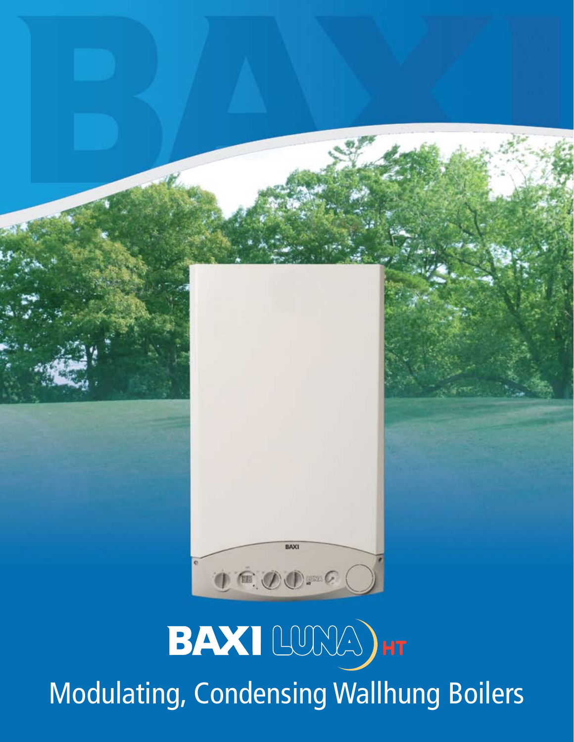# BAXI LUNA HT

## Modulating, Condensing Wallhung Boilers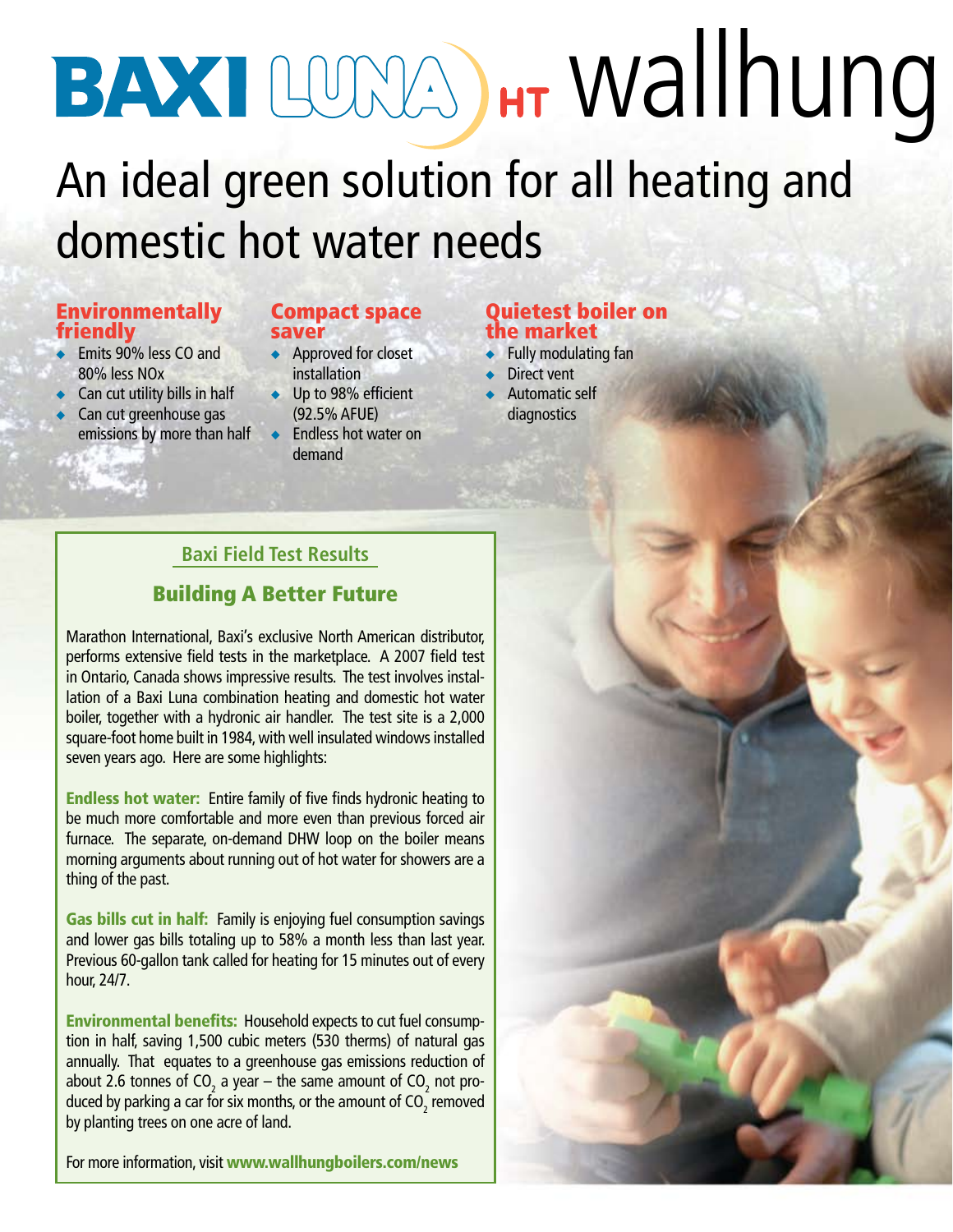# BAXI LUNA HT wallhung

## An ideal green solution for all heating and domestic hot water needs

### Environmentally friendly

- Emits 90% less CO and 80% less NOx
- Can cut utility bills in half
- Can cut greenhouse gas emissions by more than half

### Compact space saver

- Approved for closet installation
- Up to 98% efficient (92.5% AFUE)
- Endless hot water on demand

### Quietest boiler on the market

- Fully modulating fan
- Direct vent
- Automatic self diagnostics

### Baxi Field Test Results

### Building A Better Future

Marathon International, Baxi's exclusive North American distributor, performs extensive field tests in the marketplace. A 2007 field test in Ontario, Canada shows impressive results. The test involves installation of a Baxi Luna combination heating and domestic hot water boiler, together with a hydronic air handler. The test site is a 2,000 square-foot home built in 1984, with well insulated windows installed seven years ago. Here are some highlights:

**Endless hot water:** Entire family of five finds hydronic heating to be much more comfortable and more even than previous forced air furnace. The separate, on-demand DHW loop on the boiler means morning arguments about running out of hot water for showers are a thing of the past.

**Gas bills cut in half:** Family is enjoying fuel consumption savings and lower gas bills totaling up to 58% a month less than last year. Previous 60-gallon tank called for heating for 15 minutes out of every hour, 24/7.

**Environmental benefits:** Household expects to cut fuel consumption in half, saving 1,500 cubic meters (530 therms) of natural gas annually. That equates to a greenhouse gas emissions reduction of about 2.6 tonnes of $CO_2$ a year – the same amount of $CO_2$ not produced by parking a car for six months, or the amount of $CO_2$ removed by planting trees on one acre of land.

For more information, visit **www.wallhungboilers.com/news**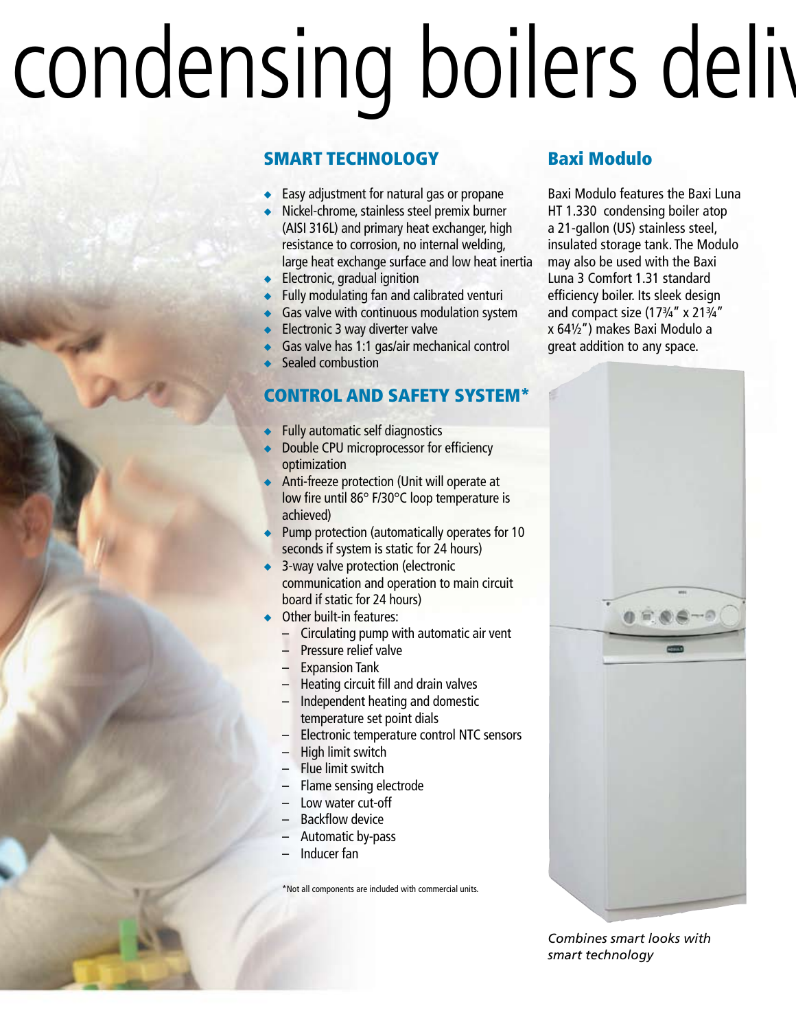# condensing boilers deliv

## SMART TECHNOLOGY

- Easy adjustment for natural gas or propane
- Nickel-chrome, stainless steel premix burner (AISI 316L) and primary heat exchanger, high resistance to corrosion, no internal welding, large heat exchange surface and low heat inertia
- Electronic, gradual ignition
- Fully modulating fan and calibrated venturi
- Gas valve with continuous modulation system
- Electronic 3 way diverter valve
- Gas valve has 1:1 gas/air mechanical control
- Sealed combustion

## CONTROL AND SAFETY SYSTEM*

- Fully automatic self diagnostics
- Double CPU microprocessor for efficiency optimization
- Anti-freeze protection (Unit will operate at low fire until 86° F/30°C loop temperature is achieved)
- Pump protection (automatically operates for 10 seconds if system is static for 24 hours)
- 3-way valve protection (electronic communication and operation to main circuit board if static for 24 hours)
- Other built-in features:
  - Circulating pump with automatic air vent
  - Pressure relief valve
  - Expansion Tank
  - Heating circuit fill and drain valves
  - Independent heating and domestic temperature set point dials
  - Electronic temperature control NTC sensors
  - High limit switch
  - Flue limit switch
  - Flame sensing electrode
  - Low water cut-off
  - Backflow device
  - Automatic by-pass
  - Inducer fan

*Not all components are included with commercial units.

## Baxi Modulo

Baxi Modulo features the Baxi Luna HT 1.330 condensing boiler atop a 21-gallon (US) stainless steel, insulated storage tank. The Modulo may also be used with the Baxi Luna 3 Comfort 1.31 standard efficiency boiler. Its sleek design and compact size (17¾" x 21¾" x 64½") makes Baxi Modulo a great addition to any space.

*Combines smart looks with smart technology*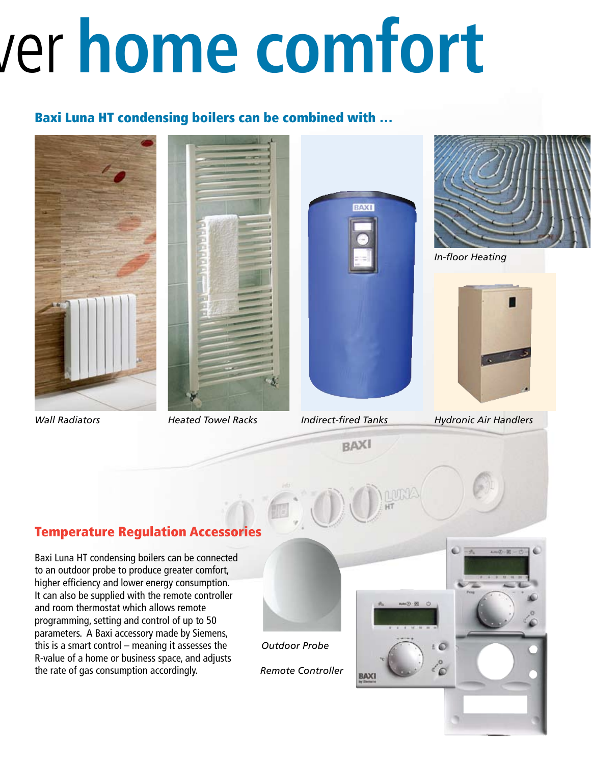# ver home comfort

## Baxi Luna HT condensing boilers can be combined with …

*Wall Radiators*

*Heated Towel Racks*

*Indirect-fired Tanks*

*In-floor Heating*

*Hydronic Air Handlers*

## Temperature Regulation Accessories

Baxi Luna HT condensing boilers can be connected to an outdoor probe to produce greater comfort, higher efficiency and lower energy consumption. It can also be supplied with the remote controller and room thermostat which allows remote programming, setting and control of up to 50 parameters. A Baxi accessory made by Siemens, this is a smart control – meaning it assesses the R-value of a home or business space, and adjusts the rate of gas consumption accordingly.

*Outdoor Probe*

*Remote Controller*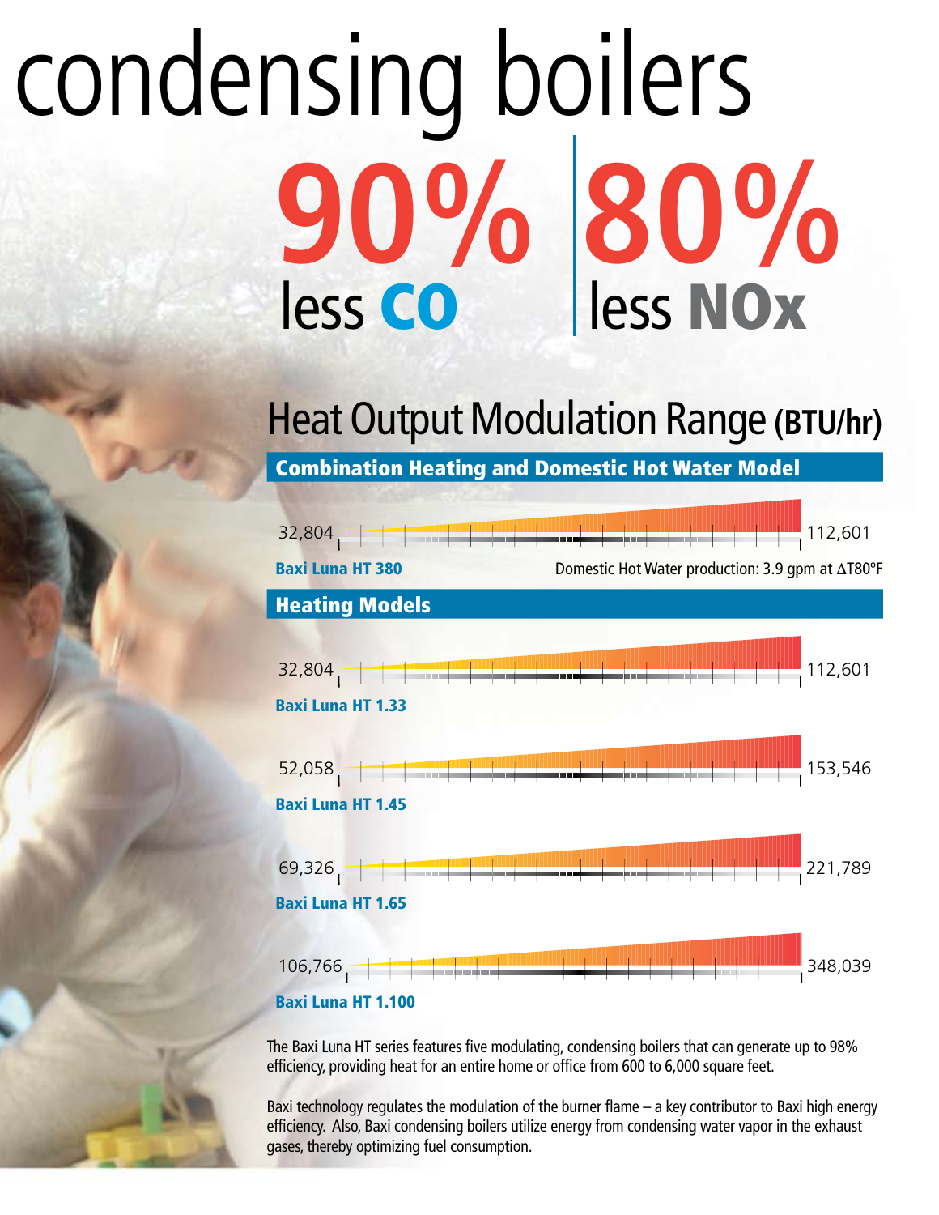# condensing boilers

**90%** less **CO** | **80%** less **NOx**

## Heat Output Modulation Range (BTU/hr)

### Combination Heating and Domestic Hot Water Model

32,804 — 112,601

**Baxi Luna HT 380**

Domestic Hot Water production: 3.9 gpm at ΔT80°F

### Heating Models

32,804 — 112,601

**Baxi Luna HT 1.33**

52,058 — 153,546

**Baxi Luna HT 1.45**

69,326 — 221,789

**Baxi Luna HT 1.65**

106,766 — 348,039

**Baxi Luna HT 1.100**

The Baxi Luna HT series features five modulating, condensing boilers that can generate up to 98% efficiency, providing heat for an entire home or office from 600 to 6,000 square feet.

Baxi technology regulates the modulation of the burner flame – a key contributor to Baxi high energy efficiency. Also, Baxi condensing boilers utilize energy from condensing water vapor in the exhaust gases, thereby optimizing fuel consumption.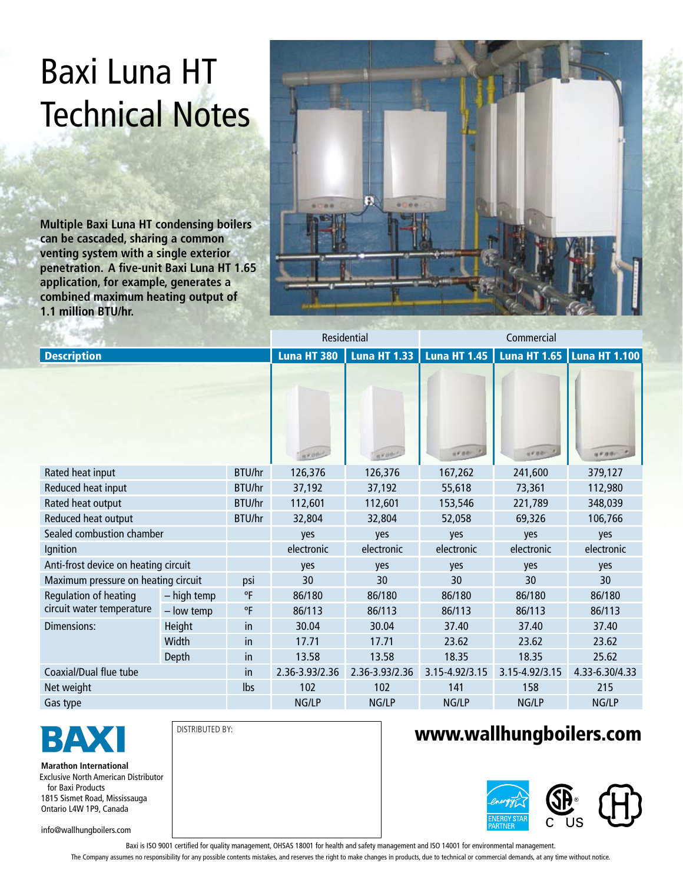# Baxi Luna HT Technical Notes

**Multiple Baxi Luna HT condensing boilers can be cascaded, sharing a common venting system with a single exterior penetration. A five-unit Baxi Luna HT 1.65 application, for example, generates a combined maximum heating output of 1.1 million BTU/hr.**

| | | | Residential | | Commercial | | |
|---|---|---|---|---|---|---|---|
| **Description** | | | **Luna HT 380** | **Luna HT 1.33** | **Luna HT 1.45** | **Luna HT 1.65** | **Luna HT 1.100** |
| Rated heat input | | BTU/hr | 126,376 | 126,376 | 167,262 | 241,600 | 379,127 |
| Reduced heat input | | BTU/hr | 37,192 | 37,192 | 55,618 | 73,361 | 112,980 |
| Rated heat output | | BTU/hr | 112,601 | 112,601 | 153,546 | 221,789 | 348,039 |
| Reduced heat output | | BTU/hr | 32,804 | 32,804 | 52,058 | 69,326 | 106,766 |
| Sealed combustion chamber | | | yes | yes | yes | yes | yes |
| Ignition | | | electronic | electronic | electronic | electronic | electronic |
| Anti-frost device on heating circuit | | | yes | yes | yes | yes | yes |
| Maximum pressure on heating circuit | | psi | 30 | 30 | 30 | 30 | 30 |
| Regulation of heating circuit water temperature | – high temp | °F | 86/180 | 86/180 | 86/180 | 86/180 | 86/180 |
| | – low temp | °F | 86/113 | 86/113 | 86/113 | 86/113 | 86/113 |
| Dimensions: | Height | in | 30.04 | 30.04 | 37.40 | 37.40 | 37.40 |
| | Width | in | 17.71 | 17.71 | 23.62 | 23.62 | 23.62 |
| | Depth | in | 13.58 | 13.58 | 18.35 | 18.35 | 25.62 |
| Coaxial/Dual flue tube | | in | 2.36-3.93/2.36 | 2.36-3.93/2.36 | 3.15-4.92/3.15 | 3.15-4.92/3.15 | 4.33-6.30/4.33 |
| Net weight | | lbs | 102 | 102 | 141 | 158 | 215 |
| Gas type | | | NG/LP | NG/LP | NG/LP | NG/LP | NG/LP |

BAXI

**Marathon International**
Exclusive North American Distributor for Baxi Products
1815 Sismet Road, Mississauga
Ontario L4W 1P9, Canada

info@wallhungboilers.com

DISTRIBUTED BY:

**www.wallhungboilers.com**

ENERGY STAR PARTNER

Baxi is ISO 9001 certified for quality management, OHSAS 18001 for health and safety management and ISO 14001 for environmental management.

The Company assumes no responsibility for any possible contents mistakes, and reserves the right to make changes in products, due to technical or commercial demands, at any time without notice.